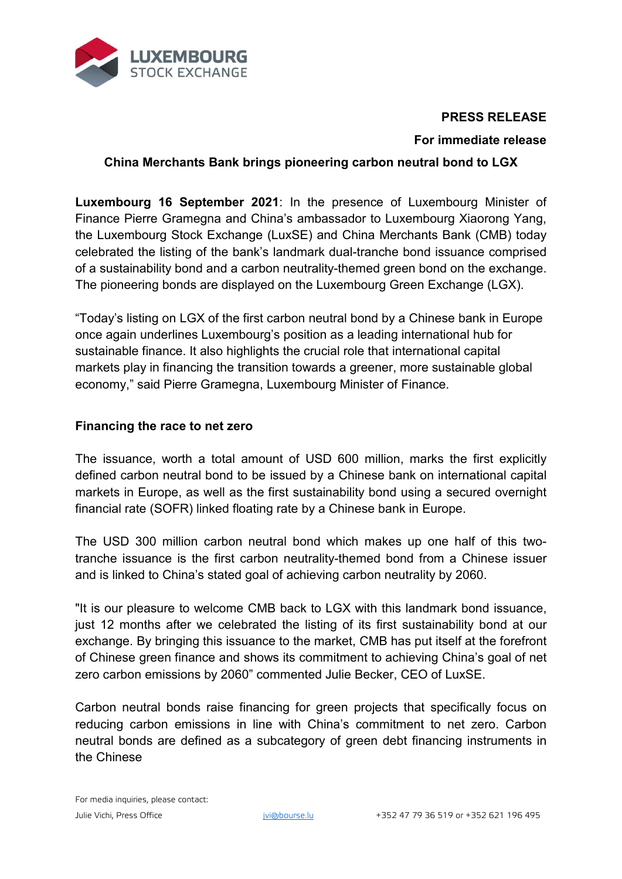**PRESS RELEASE**

**For immediate release**

**China Merchants Bank brings pioneering carbon neutral bond to LGX**

**Luxembourg 16 September 2021**: In the presence of Luxembourg Minister of Finance Pierre Gramegna and China's ambassador to Luxembourg Xiaorong Yang, the Luxembourg Stock Exchange (LuxSE) and China Merchants Bank (CMB) today celebrated the listing of the bank's landmark dual-tranche bond issuance comprised of a sustainability bond and a carbon neutrality-themed green bond on the exchange. The pioneering bonds are displayed on the Luxembourg Green Exchange (LGX).

"Today's listing on LGX of the first carbon neutral bond by a Chinese bank in Europe once again underlines Luxembourg's position as a leading international hub for sustainable finance. It also highlights the crucial role that international capital markets play in financing the transition towards a greener, more sustainable global economy," said Pierre Gramegna, Luxembourg Minister of Finance.

**Financing the race to net zero**

The issuance, worth a total amount of USD 600 million, marks the first explicitly defined carbon neutral bond to be issued by a Chinese bank on international capital markets in Europe, as well as the first sustainability bond using a secured overnight financial rate (SOFR) linked floating rate by a Chinese bank in Europe.

The USD 300 million carbon neutral bond which makes up one half of this two-tranche issuance is the first carbon neutrality-themed bond from a Chinese issuer and is linked to China's stated goal of achieving carbon neutrality by 2060.

"It is our pleasure to welcome CMB back to LGX with this landmark bond issuance, just 12 months after we celebrated the listing of its first sustainability bond at our exchange. By bringing this issuance to the market, CMB has put itself at the forefront of Chinese green finance and shows its commitment to achieving China's goal of net zero carbon emissions by 2060" commented Julie Becker, CEO of LuxSE.

Carbon neutral bonds raise financing for green projects that specifically focus on reducing carbon emissions in line with China's commitment to net zero. Carbon neutral bonds are defined as a subcategory of green debt financing instruments in the Chinese

For media inquiries, please contact:
Julie Vichi, Press Office jvi@bourse.lu +352 47 79 36 519 or +352 621 196 495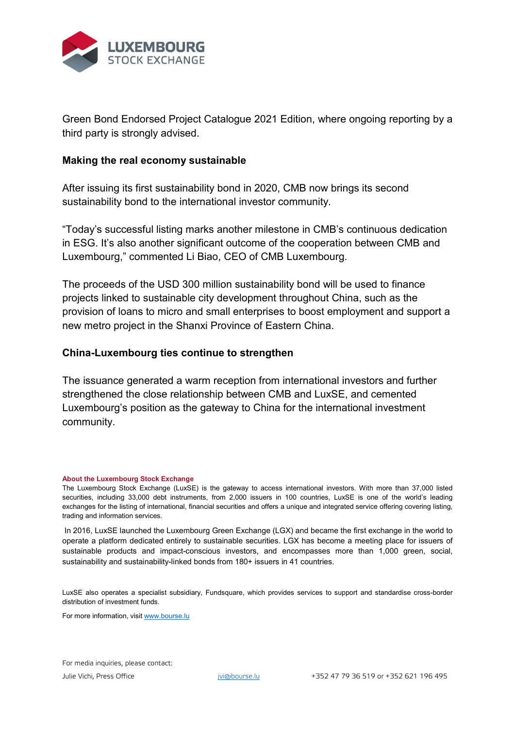Green Bond Endorsed Project Catalogue 2021 Edition, where ongoing reporting by a third party is strongly advised.

## Making the real economy sustainable

After issuing its first sustainability bond in 2020, CMB now brings its second sustainability bond to the international investor community.

"Today's successful listing marks another milestone in CMB's continuous dedication in ESG. It's also another significant outcome of the cooperation between CMB and Luxembourg," commented Li Biao, CEO of CMB Luxembourg.

The proceeds of the USD 300 million sustainability bond will be used to finance projects linked to sustainable city development throughout China, such as the provision of loans to micro and small enterprises to boost employment and support a new metro project in the Shanxi Province of Eastern China.

## China-Luxembourg ties continue to strengthen

The issuance generated a warm reception from international investors and further strengthened the close relationship between CMB and LuxSE, and cemented Luxembourg's position as the gateway to China for the international investment community.

**About the Luxembourg Stock Exchange**

The Luxembourg Stock Exchange (LuxSE) is the gateway to access international investors. With more than 37,000 listed securities, including 33,000 debt instruments, from 2,000 issuers in 100 countries, LuxSE is one of the world's leading exchanges for the listing of international, financial securities and offers a unique and integrated service offering covering listing, trading and information services.

In 2016, LuxSE launched the Luxembourg Green Exchange (LGX) and became the first exchange in the world to operate a platform dedicated entirely to sustainable securities. LGX has become a meeting place for issuers of sustainable products and impact-conscious investors, and encompasses more than 1,000 green, social, sustainability and sustainability-linked bonds from 180+ issuers in 41 countries.

LuxSE also operates a specialist subsidiary, Fundsquare, which provides services to support and standardise cross-border distribution of investment funds.

For more information, visit www.bourse.lu

For media inquiries, please contact:

Julie Vichi, Press Office jvi@bourse.lu +352 47 79 36 519 or +352 621 196 495